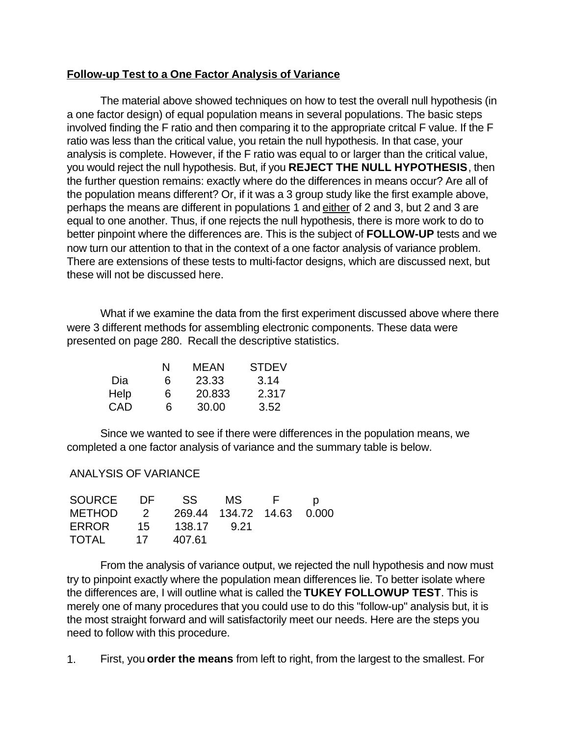**Follow-up Test to a One Factor Analysis of Variance**

The material above showed techniques on how to test the overall null hypothesis (in a one factor design) of equal population means in several populations. The basic steps involved finding the F ratio and then comparing it to the appropriate critcal F value. If the F ratio was less than the critical value, you retain the null hypothesis. In that case, your analysis is complete. However, if the F ratio was equal to or larger than the critical value, you would reject the null hypothesis. But, if you **REJECT THE NULL HYPOTHESIS**, then the further question remains: exactly where do the differences in means occur? Are all of the population means different? Or, if it was a 3 group study like the first example above, perhaps the means are different in populations 1 and either of 2 and 3, but 2 and 3 are equal to one another. Thus, if one rejects the null hypothesis, there is more work to do to better pinpoint where the differences are. This is the subject of **FOLLOW-UP** tests and we now turn our attention to that in the context of a one factor analysis of variance problem. There are extensions of these tests to multi-factor designs, which are discussed next, but these will not be discussed here.

What if we examine the data from the first experiment discussed above where there were 3 different methods for assembling electronic components. These data were presented on page 280. Recall the descriptive statistics.

| | N | MEAN | STDEV |
|---|---|---|---|
| Dia | 6 | 23.33 | 3.14 |
| Help | 6 | 20.833 | 2.317 |
| CAD | 6 | 30.00 | 3.52 |

Since we wanted to see if there were differences in the population means, we completed a one factor analysis of variance and the summary table is below.

ANALYSIS OF VARIANCE

| SOURCE | DF | SS | MS | F | p |
|---|---|---|---|---|---|
| METHOD | 2 | 269.44 | 134.72 | 14.63 | 0.000 |
| ERROR | 15 | 138.17 | 9.21 | | |
| TOTAL | 17 | 407.61 | | | |

From the analysis of variance output, we rejected the null hypothesis and now must try to pinpoint exactly where the population mean differences lie. To better isolate where the differences are, I will outline what is called the **TUKEY FOLLOWUP TEST**. This is merely one of many procedures that you could use to do this "follow-up" analysis but, it is the most straight forward and will satisfactorily meet our needs. Here are the steps you need to follow with this procedure.

1. First, you **order the means** from left to right, from the largest to the smallest. For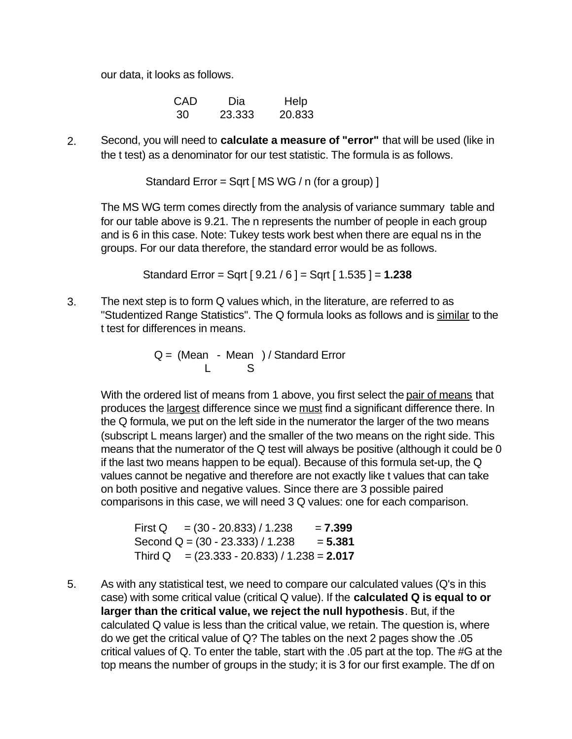our data, it looks as follows.

| CAD | Dia | Help |
|---|---|---|
| 30 | 23.333 | 20.833 |

2. Second, you will need to **calculate a measure of "error"** that will be used (like in the t test) as a denominator for our test statistic. The formula is as follows.

   $$\text{Standard Error} = \text{Sqrt} [ \text{MS WG} / n \text{ (for a group)} ]$$

   The MS WG term comes directly from the analysis of variance summary table and for our table above is 9.21. The n represents the number of people in each group and is 6 in this case. Note: Tukey tests work best when there are equal ns in the groups. For our data therefore, the standard error would be as follows.

   $$\text{Standard Error} = \text{Sqrt} [ 9.21 / 6 ] = \text{Sqrt} [ 1.535 ] = \mathbf{1.238}$$

3. The next step is to form Q values which, in the literature, are referred to as "Studentized Range Statistics". The Q formula looks as follows and is <u>similar</u> to the t test for differences in means.

   $$Q = (\text{Mean}_L - \text{Mean}_S) / \text{Standard Error}$$

   With the ordered list of means from 1 above, you first select the <u>pair of means</u> that produces the <u>largest</u> difference since we <u>must</u> find a significant difference there. In the Q formula, we put on the left side in the numerator the larger of the two means (subscript L means larger) and the smaller of the two means on the right side. This means that the numerator of the Q test will always be positive (although it could be 0 if the last two means happen to be equal). Because of this formula set-up, the Q values cannot be negative and therefore are not exactly like t values that can take on both positive and negative values. Since there are 3 possible paired comparisons in this case, we will need 3 Q values: one for each comparison.

   First Q = (30 - 20.833) / 1.238 = **7.399**
   Second Q = (30 - 23.333) / 1.238 = **5.381**
   Third Q = (23.333 - 20.833) / 1.238 = **2.017**

5. As with any statistical test, we need to compare our calculated values (Q's in this case) with some critical value (critical Q value). If the **calculated Q is equal to or larger than the critical value, we reject the null hypothesis**. But, if the calculated Q value is less than the critical value, we retain. The question is, where do we get the critical value of Q? The tables on the next 2 pages show the .05 critical values of Q. To enter the table, start with the .05 part at the top. The #G at the top means the number of groups in the study; it is 3 for our first example. The df on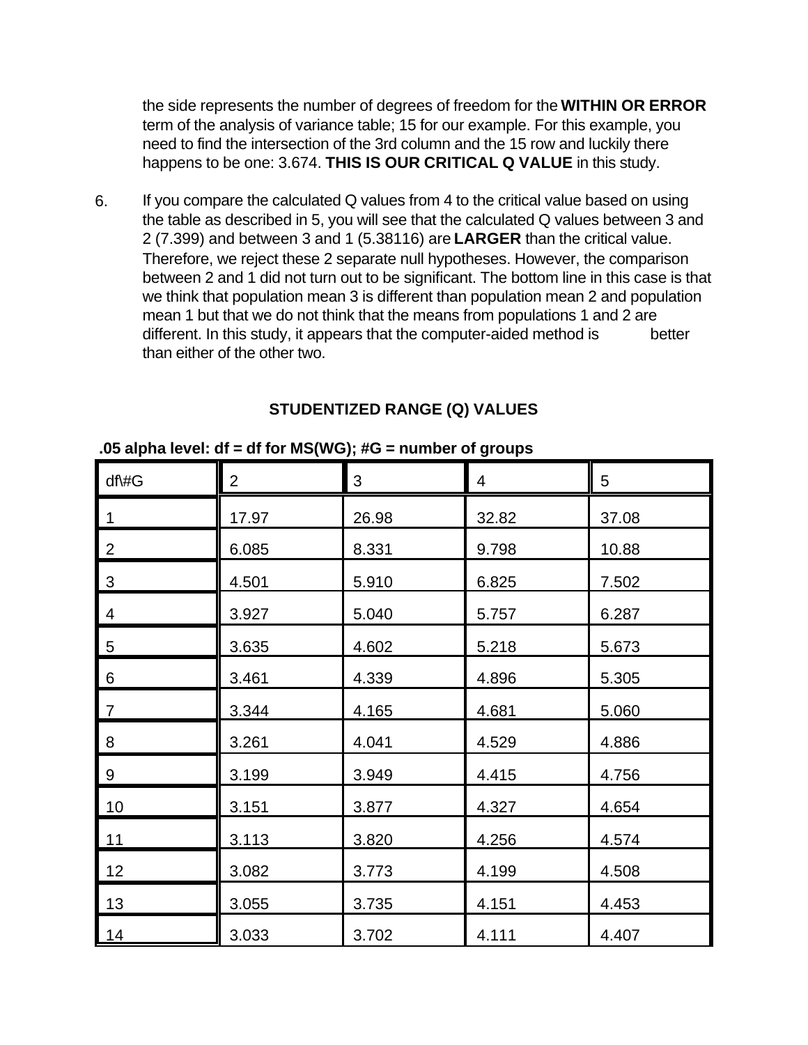the side represents the number of degrees of freedom for the **WITHIN OR ERROR** term of the analysis of variance table; 15 for our example. For this example, you need to find the intersection of the 3rd column and the 15 row and luckily there happens to be one: 3.674. **THIS IS OUR CRITICAL Q VALUE** in this study.

6. If you compare the calculated Q values from 4 to the critical value based on using the table as described in 5, you will see that the calculated Q values between 3 and 2 (7.399) and between 3 and 1 (5.38116) are **LARGER** than the critical value. Therefore, we reject these 2 separate null hypotheses. However, the comparison between 2 and 1 did not turn out to be significant. The bottom line in this case is that we think that population mean 3 is different than population mean 2 and population mean 1 but that we do not think that the means from populations 1 and 2 are different. In this study, it appears that the computer-aided method is better than either of the other two.

### STUDENTIZED RANGE (Q) VALUES

**.05 alpha level: df = df for MS(WG); #G = number of groups**

| df\#G | 2 | 3 | 4 | 5 |
|---|---|---|---|---|
| 1 | 17.97 | 26.98 | 32.82 | 37.08 |
| 2 | 6.085 | 8.331 | 9.798 | 10.88 |
| 3 | 4.501 | 5.910 | 6.825 | 7.502 |
| 4 | 3.927 | 5.040 | 5.757 | 6.287 |
| 5 | 3.635 | 4.602 | 5.218 | 5.673 |
| 6 | 3.461 | 4.339 | 4.896 | 5.305 |
| 7 | 3.344 | 4.165 | 4.681 | 5.060 |
| 8 | 3.261 | 4.041 | 4.529 | 4.886 |
| 9 | 3.199 | 3.949 | 4.415 | 4.756 |
| 10 | 3.151 | 3.877 | 4.327 | 4.654 |
| 11 | 3.113 | 3.820 | 4.256 | 4.574 |
| 12 | 3.082 | 3.773 | 4.199 | 4.508 |
| 13 | 3.055 | 3.735 | 4.151 | 4.453 |
| 14 | 3.033 | 3.702 | 4.111 | 4.407 |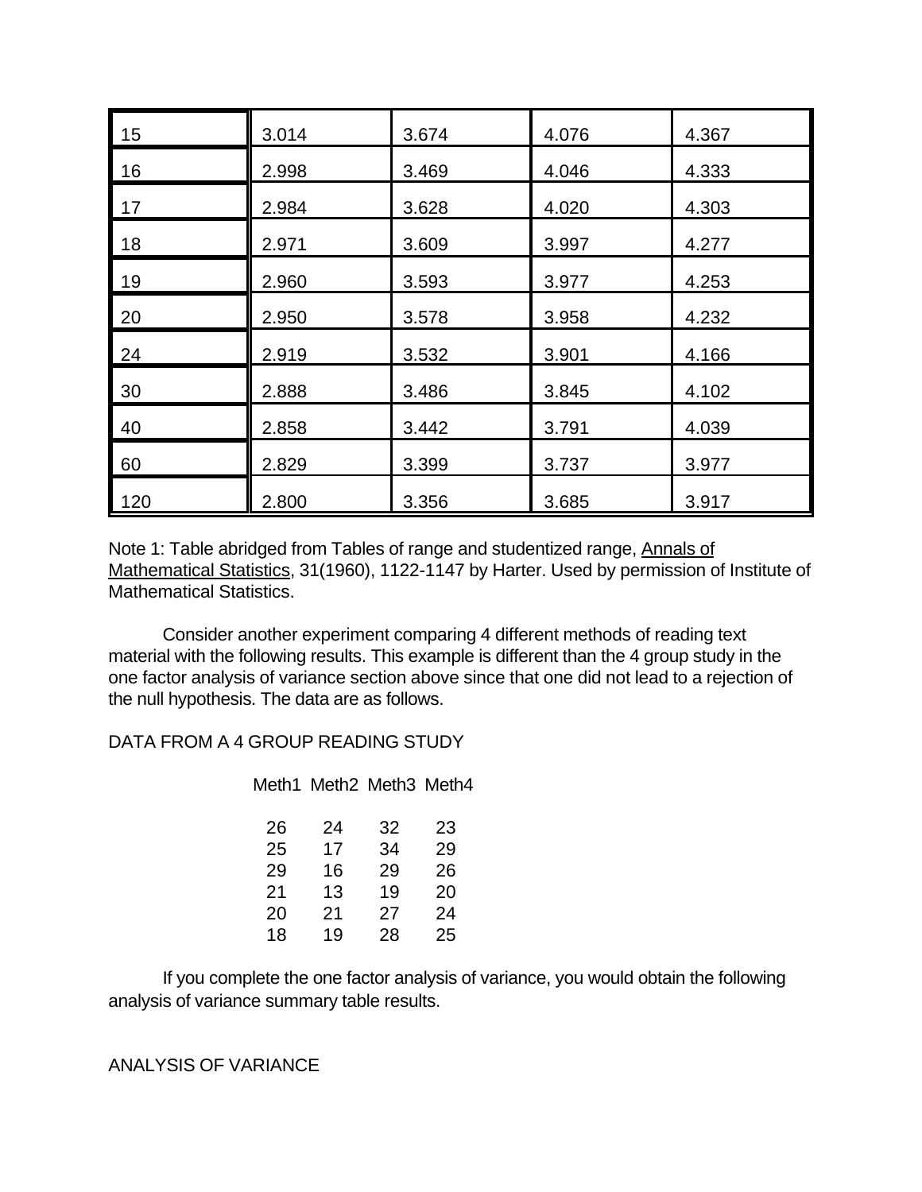| | | | | |
|---|---|---|---|---|
| 15 | 3.014 | 3.674 | 4.076 | 4.367 |
| 16 | 2.998 | 3.469 | 4.046 | 4.333 |
| 17 | 2.984 | 3.628 | 4.020 | 4.303 |
| 18 | 2.971 | 3.609 | 3.997 | 4.277 |
| 19 | 2.960 | 3.593 | 3.977 | 4.253 |
| 20 | 2.950 | 3.578 | 3.958 | 4.232 |
| 24 | 2.919 | 3.532 | 3.901 | 4.166 |
| 30 | 2.888 | 3.486 | 3.845 | 4.102 |
| 40 | 2.858 | 3.442 | 3.791 | 4.039 |
| 60 | 2.829 | 3.399 | 3.737 | 3.977 |
| 120 | 2.800 | 3.356 | 3.685 | 3.917 |

Note 1: Table abridged from Tables of range and studentized range, Annals of Mathematical Statistics, 31(1960), 1122-1147 by Harter. Used by permission of Institute of Mathematical Statistics.

Consider another experiment comparing 4 different methods of reading text material with the following results. This example is different than the 4 group study in the one factor analysis of variance section above since that one did not lead to a rejection of the null hypothesis. The data are as follows.

DATA FROM A 4 GROUP READING STUDY

| Meth1 | Meth2 | Meth3 | Meth4 |
|---|---|---|---|
| 26 | 24 | 32 | 23 |
| 25 | 17 | 34 | 29 |
| 29 | 16 | 29 | 26 |
| 21 | 13 | 19 | 20 |
| 20 | 21 | 27 | 24 |
| 18 | 19 | 28 | 25 |

If you complete the one factor analysis of variance, you would obtain the following analysis of variance summary table results.

ANALYSIS OF VARIANCE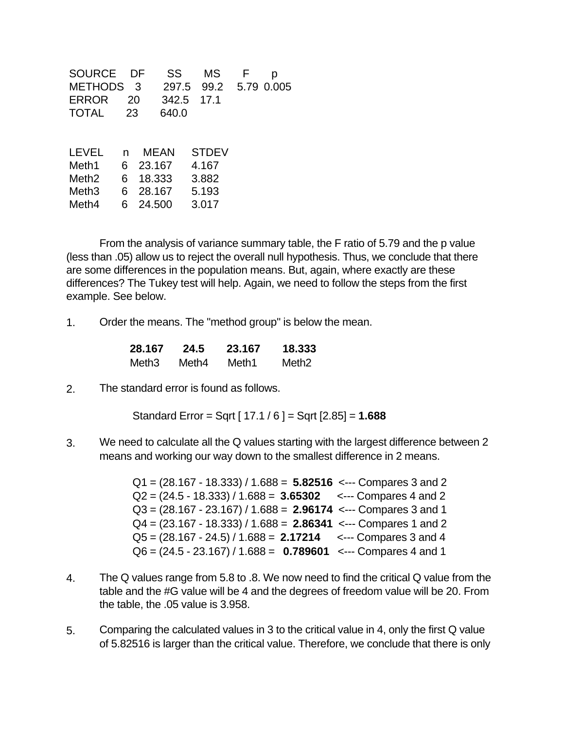| SOURCE | DF | SS | MS | F | p |
|---|---|---|---|---|---|
| METHODS | 3 | 297.5 | 99.2 | 5.79 | 0.005 |
| ERROR | 20 | 342.5 | 17.1 | | |
| TOTAL | 23 | 640.0 | | | |

| LEVEL | n | MEAN | STDEV |
|---|---|---|---|
| Meth1 | 6 | 23.167 | 4.167 |
| Meth2 | 6 | 18.333 | 3.882 |
| Meth3 | 6 | 28.167 | 5.193 |
| Meth4 | 6 | 24.500 | 3.017 |

From the analysis of variance summary table, the F ratio of 5.79 and the p value (less than .05) allow us to reject the overall null hypothesis. Thus, we conclude that there are some differences in the population means. But, again, where exactly are these differences? The Tukey test will help. Again, we need to follow the steps from the first example. See below.

1. Order the means. The "method group" is below the mean.

| **28.167** | **24.5** | **23.167** | **18.333** |
|---|---|---|---|
| Meth3 | Meth4 | Meth1 | Meth2 |

2. The standard error is found as follows.

   Standard Error = Sqrt [ 17.1 / 6 ] = Sqrt [2.85] = **1.688**

3. We need to calculate all the Q values starting with the largest difference between 2 means and working our way down to the smallest difference in 2 means.

   Q1 = (28.167 - 18.333) / 1.688 = **5.82516** <--- Compares 3 and 2
   Q2 = (24.5 - 18.333) / 1.688 = **3.65302** <--- Compares 4 and 2
   Q3 = (28.167 - 23.167) / 1.688 = **2.96174** <--- Compares 3 and 1
   Q4 = (23.167 - 18.333) / 1.688 = **2.86341** <--- Compares 1 and 2
   Q5 = (28.167 - 24.5) / 1.688 = **2.17214** <--- Compares 3 and 4
   Q6 = (24.5 - 23.167) / 1.688 = **0.789601** <--- Compares 4 and 1

4. The Q values range from 5.8 to .8. We now need to find the critical Q value from the table and the #G value will be 4 and the degrees of freedom value will be 20. From the table, the .05 value is 3.958.

5. Comparing the calculated values in 3 to the critical value in 4, only the first Q value of 5.82516 is larger than the critical value. Therefore, we conclude that there is only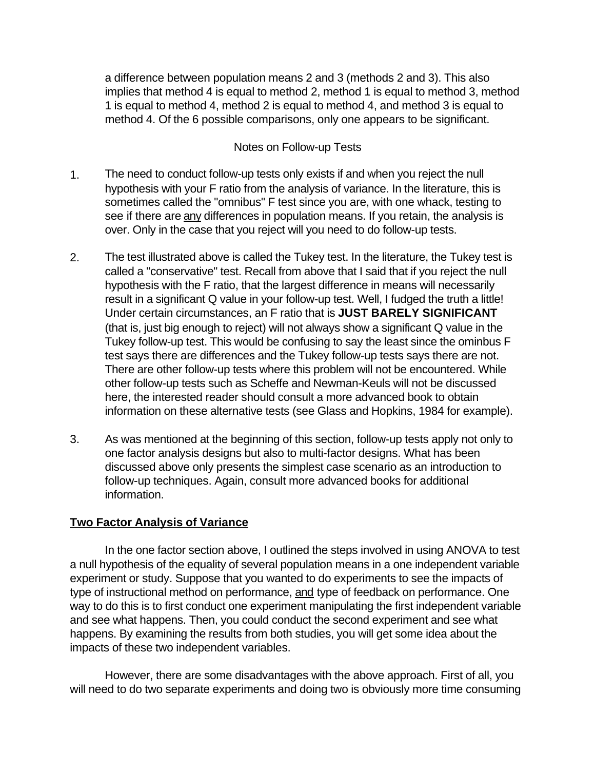a difference between population means 2 and 3 (methods 2 and 3). This also implies that method 4 is equal to method 2, method 1 is equal to method 3, method 1 is equal to method 4, method 2 is equal to method 4, and method 3 is equal to method 4. Of the 6 possible comparisons, only one appears to be significant.

Notes on Follow-up Tests

1. The need to conduct follow-up tests only exists if and when you reject the null hypothesis with your F ratio from the analysis of variance. In the literature, this is sometimes called the "omnibus" F test since you are, with one whack, testing to see if there are <u>any</u> differences in population means. If you retain, the analysis is over. Only in the case that you reject will you need to do follow-up tests.

2. The test illustrated above is called the Tukey test. In the literature, the Tukey test is called a "conservative" test. Recall from above that I said that if you reject the null hypothesis with the F ratio, that the largest difference in means will necessarily result in a significant Q value in your follow-up test. Well, I fudged the truth a little! Under certain circumstances, an F ratio that is **JUST BARELY SIGNIFICANT** (that is, just big enough to reject) will not always show a significant Q value in the Tukey follow-up test. This would be confusing to say the least since the ominbus F test says there are differences and the Tukey follow-up tests says there are not. There are other follow-up tests where this problem will not be encountered. While other follow-up tests such as Scheffe and Newman-Keuls will not be discussed here, the interested reader should consult a more advanced book to obtain information on these alternative tests (see Glass and Hopkins, 1984 for example).

3. As was mentioned at the beginning of this section, follow-up tests apply not only to one factor analysis designs but also to multi-factor designs. What has been discussed above only presents the simplest case scenario as an introduction to follow-up techniques. Again, consult more advanced books for additional information.

## Two Factor Analysis of Variance

In the one factor section above, I outlined the steps involved in using ANOVA to test a null hypothesis of the equality of several population means in a one independent variable experiment or study. Suppose that you wanted to do experiments to see the impacts of type of instructional method on performance, <u>and</u> type of feedback on performance. One way to do this is to first conduct one experiment manipulating the first independent variable and see what happens. Then, you could conduct the second experiment and see what happens. By examining the results from both studies, you will get some idea about the impacts of these two independent variables.

However, there are some disadvantages with the above approach. First of all, you will need to do two separate experiments and doing two is obviously more time consuming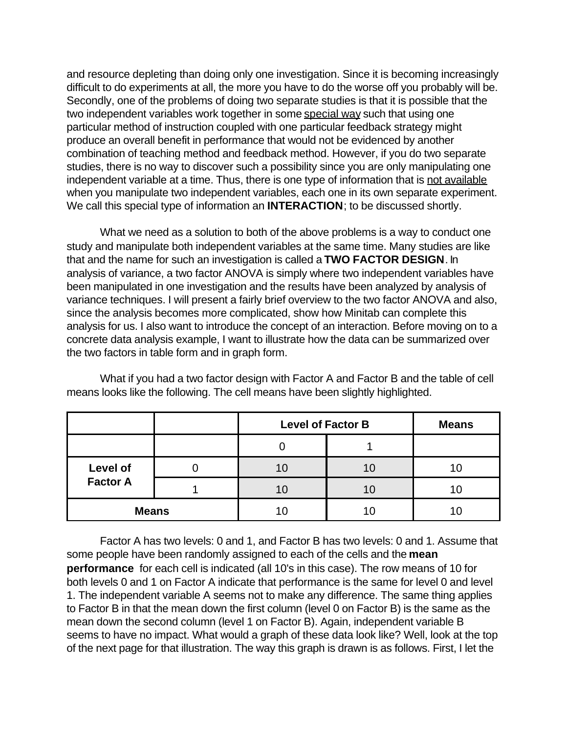and resource depleting than doing only one investigation. Since it is becoming increasingly difficult to do experiments at all, the more you have to do the worse off you probably will be. Secondly, one of the problems of doing two separate studies is that it is possible that the two independent variables work together in some <u>special way</u> such that using one particular method of instruction coupled with one particular feedback strategy might produce an overall benefit in performance that would not be evidenced by another combination of teaching method and feedback method. However, if you do two separate studies, there is no way to discover such a possibility since you are only manipulating one independent variable at a time. Thus, there is one type of information that is <u>not available</u> when you manipulate two independent variables, each one in its own separate experiment. We call this special type of information an **INTERACTION**; to be discussed shortly.

What we need as a solution to both of the above problems is a way to conduct one study and manipulate both independent variables at the same time. Many studies are like that and the name for such an investigation is called a **TWO FACTOR DESIGN**. In analysis of variance, a two factor ANOVA is simply where two independent variables have been manipulated in one investigation and the results have been analyzed by analysis of variance techniques. I will present a fairly brief overview to the two factor ANOVA and also, since the analysis becomes more complicated, show how Minitab can complete this analysis for us. I also want to introduce the concept of an interaction. Before moving on to a concrete data analysis example, I want to illustrate how the data can be summarized over the two factors in table form and in graph form.

What if you had a two factor design with Factor A and Factor B and the table of cell means looks like the following. The cell means have been slightly highlighted.

| | | **Level of Factor B** | | **Means** |
|---|---|---|---|---|
| | | 0 | 1 | |
| **Level of Factor A** | 0 | 10 | 10 | 10 |
| | 1 | 10 | 10 | 10 |
| **Means** | | 10 | 10 | 10 |

Factor A has two levels: 0 and 1, and Factor B has two levels: 0 and 1. Assume that some people have been randomly assigned to each of the cells and the **mean performance** for each cell is indicated (all 10's in this case). The row means of 10 for both levels 0 and 1 on Factor A indicate that performance is the same for level 0 and level 1. The independent variable A seems not to make any difference. The same thing applies to Factor B in that the mean down the first column (level 0 on Factor B) is the same as the mean down the second column (level 1 on Factor B). Again, independent variable B seems to have no impact. What would a graph of these data look like? Well, look at the top of the next page for that illustration. The way this graph is drawn is as follows. First, I let the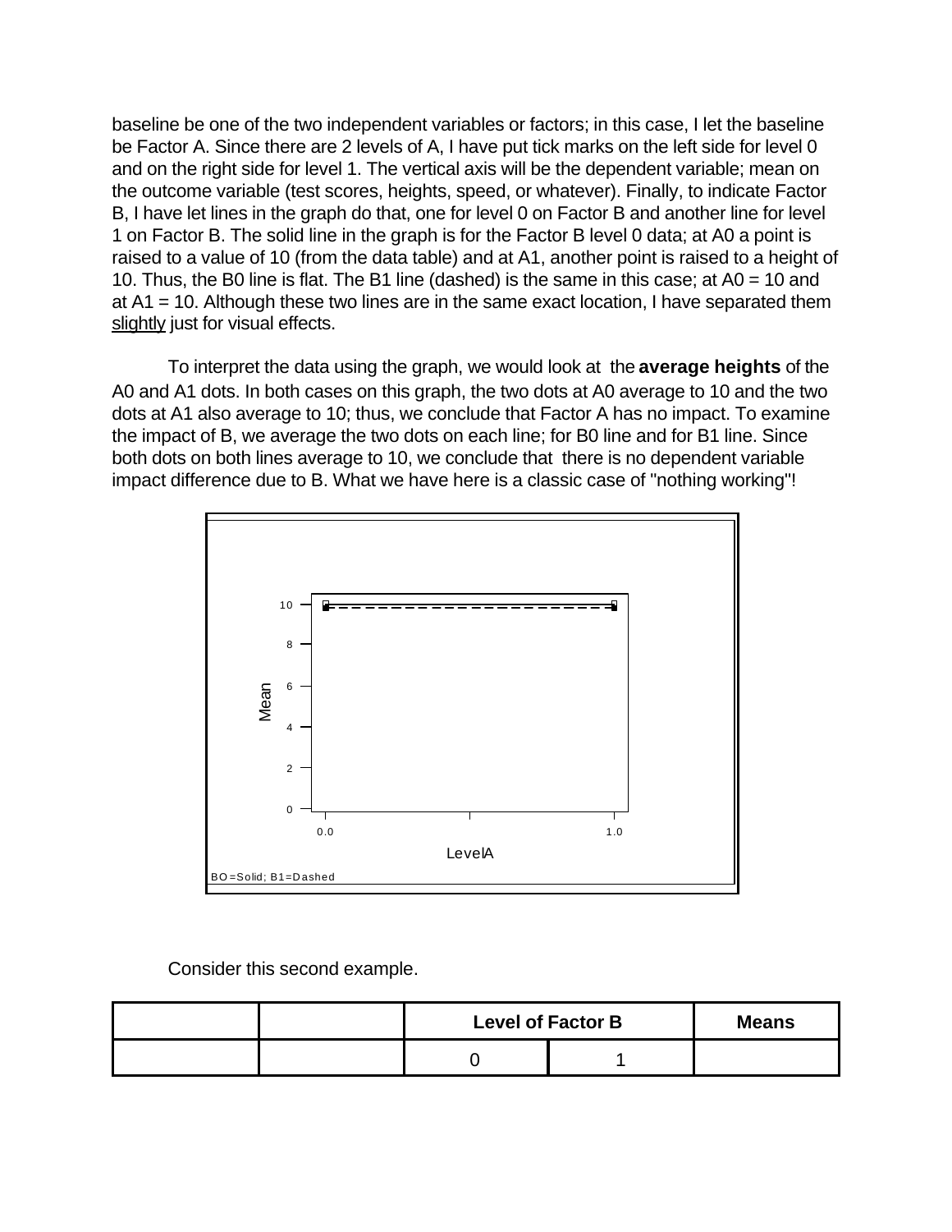baseline be one of the two independent variables or factors; in this case, I let the baseline be Factor A. Since there are 2 levels of A, I have put tick marks on the left side for level 0 and on the right side for level 1. The vertical axis will be the dependent variable; mean on the outcome variable (test scores, heights, speed, or whatever). Finally, to indicate Factor B, I have let lines in the graph do that, one for level 0 on Factor B and another line for level 1 on Factor B. The solid line in the graph is for the Factor B level 0 data; at A0 a point is raised to a value of 10 (from the data table) and at A1, another point is raised to a height of 10. Thus, the B0 line is flat. The B1 line (dashed) is the same in this case; at A0 = 10 and at A1 = 10. Although these two lines are in the same exact location, I have separated them slightly just for visual effects.

To interpret the data using the graph, we would look at the **average heights** of the A0 and A1 dots. In both cases on this graph, the two dots at A0 average to 10 and the two dots at A1 also average to 10; thus, we conclude that Factor A has no impact. To examine the impact of B, we average the two dots on each line; for B0 line and for B1 line. Since both dots on both lines average to 10, we conclude that there is no dependent variable impact difference due to B. What we have here is a classic case of "nothing working"!

Consider this second example.

| | | Level of Factor B | | Means |
|---|---|---|---|---|
| | | 0 | 1 | |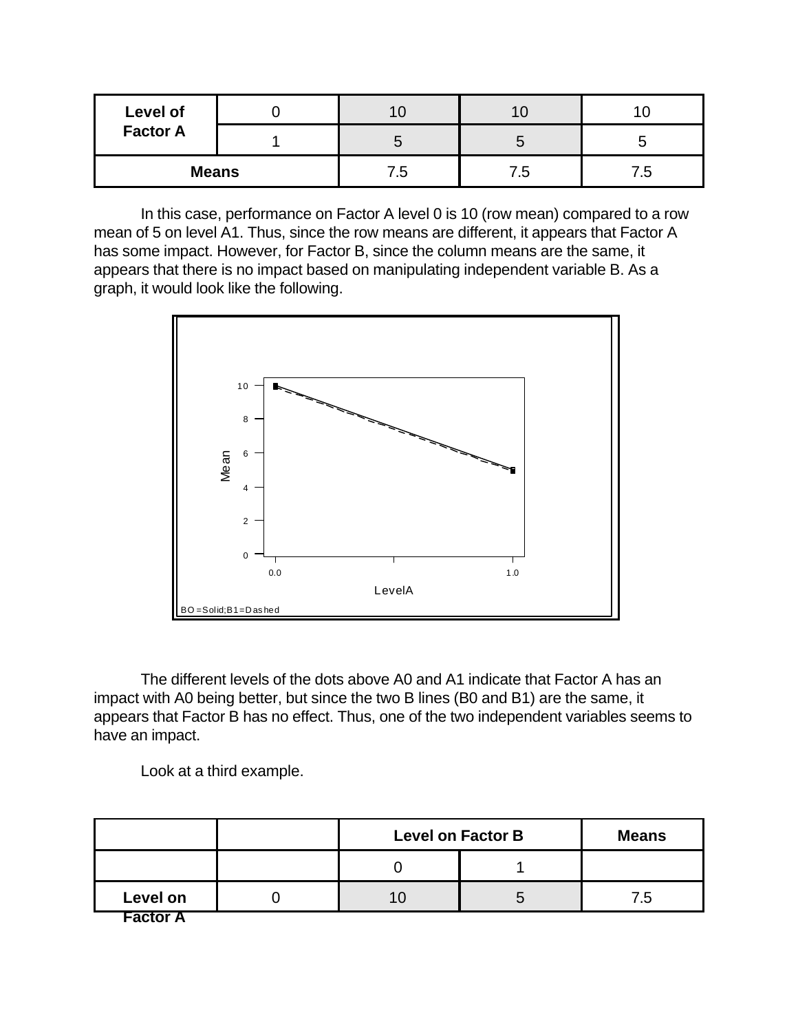| Level of Factor A | 0 | 10 | 10 | 10 |
|---|---|---|---|---|
| | 1 | 5 | 5 | 5 |
| Means | | 7.5 | 7.5 | 7.5 |

In this case, performance on Factor A level 0 is 10 (row mean) compared to a row mean of 5 on level A1. Thus, since the row means are different, it appears that Factor A has some impact. However, for Factor B, since the column means are the same, it appears that there is no impact based on manipulating independent variable B. As a graph, it would look like the following.

The different levels of the dots above A0 and A1 indicate that Factor A has an impact with A0 being better, but since the two B lines (B0 and B1) are the same, it appears that Factor B has no effect. Thus, one of the two independent variables seems to have an impact.

Look at a third example.

| | | Level on Factor B | | Means |
|---|---|---|---|---|
| | | 0 | 1 | |
| Level on Factor A | 0 | 10 | 5 | 7.5 |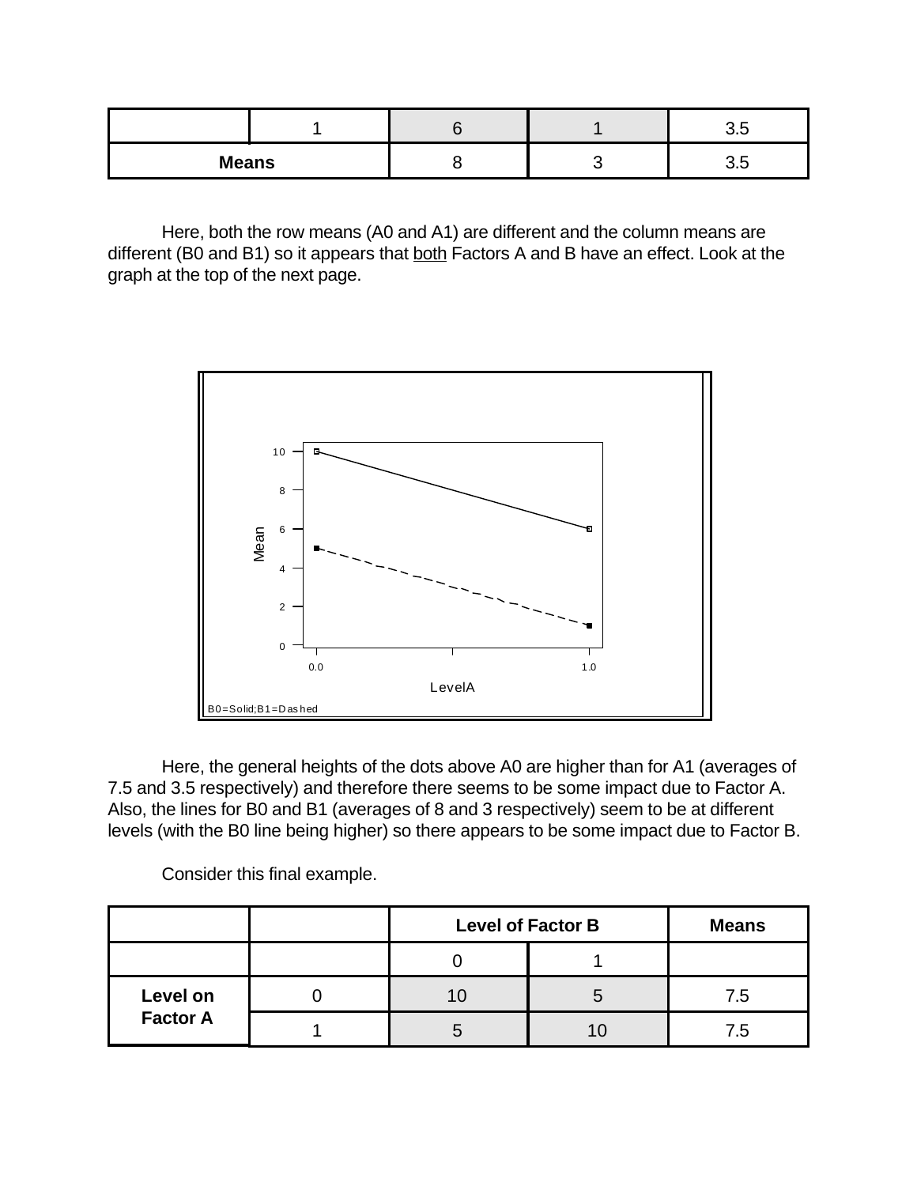|  | 1 | 6 | 1 | 3.5 |
|---|---|---|---|---|
| **Means** |  | 8 | 3 | 3.5 |

Here, both the row means (A0 and A1) are different and the column means are different (B0 and B1) so it appears that <u>both</u> Factors A and B have an effect. Look at the graph at the top of the next page.

Here, the general heights of the dots above A0 are higher than for A1 (averages of 7.5 and 3.5 respectively) and therefore there seems to be some impact due to Factor A. Also, the lines for B0 and B1 (averages of 8 and 3 respectively) seem to be at different levels (with the B0 line being higher) so there appears to be some impact due to Factor B.

Consider this final example.

|  |  | Level of Factor B |  | Means |
|---|---|---|---|---|
|  |  | 0 | 1 |  |
| **Level on Factor A** | 0 | 10 | 5 | 7.5 |
|  | 1 | 5 | 10 | 7.5 |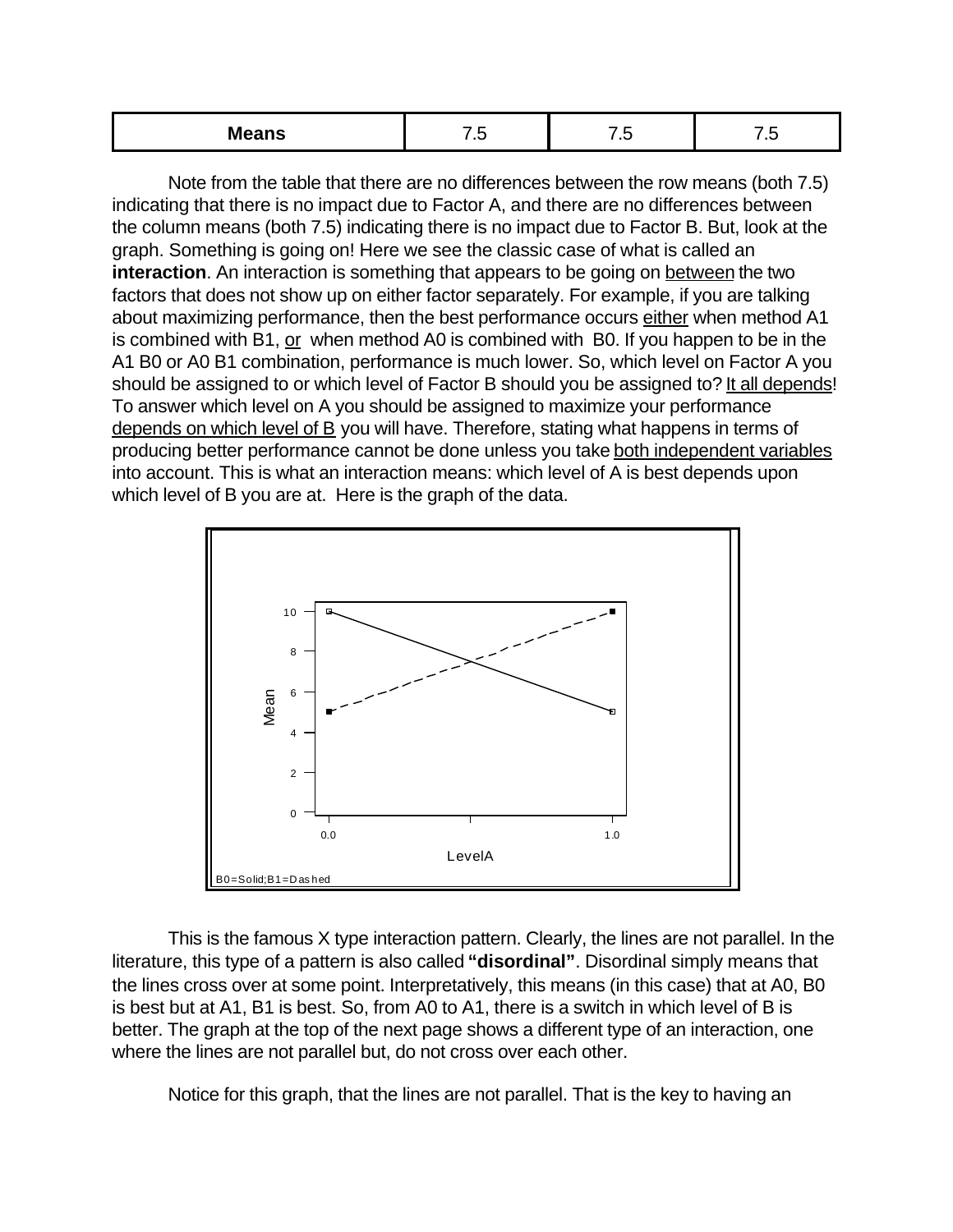| Means | 7.5 | 7.5 | 7.5 |
|---|---|---|---|

Note from the table that there are no differences between the row means (both 7.5) indicating that there is no impact due to Factor A, and there are no differences between the column means (both 7.5) indicating there is no impact due to Factor B. But, look at the graph. Something is going on! Here we see the classic case of what is called an **interaction**. An interaction is something that appears to be going on between the two factors that does not show up on either factor separately. For example, if you are talking about maximizing performance, then the best performance occurs either when method A1 is combined with B1, or when method A0 is combined with B0. If you happen to be in the A1 B0 or A0 B1 combination, performance is much lower. So, which level on Factor A you should be assigned to or which level of Factor B should you be assigned to? It all depends! To answer which level on A you should be assigned to maximize your performance depends on which level of B you will have. Therefore, stating what happens in terms of producing better performance cannot be done unless you take both independent variables into account. This is what an interaction means: which level of A is best depends upon which level of B you are at. Here is the graph of the data.

This is the famous X type interaction pattern. Clearly, the lines are not parallel. In the literature, this type of a pattern is also called **"disordinal"**. Disordinal simply means that the lines cross over at some point. Interpretatively, this means (in this case) that at A0, B0 is best but at A1, B1 is best. So, from A0 to A1, there is a switch in which level of B is better. The graph at the top of the next page shows a different type of an interaction, one where the lines are not parallel but, do not cross over each other.

Notice for this graph, that the lines are not parallel. That is the key to having an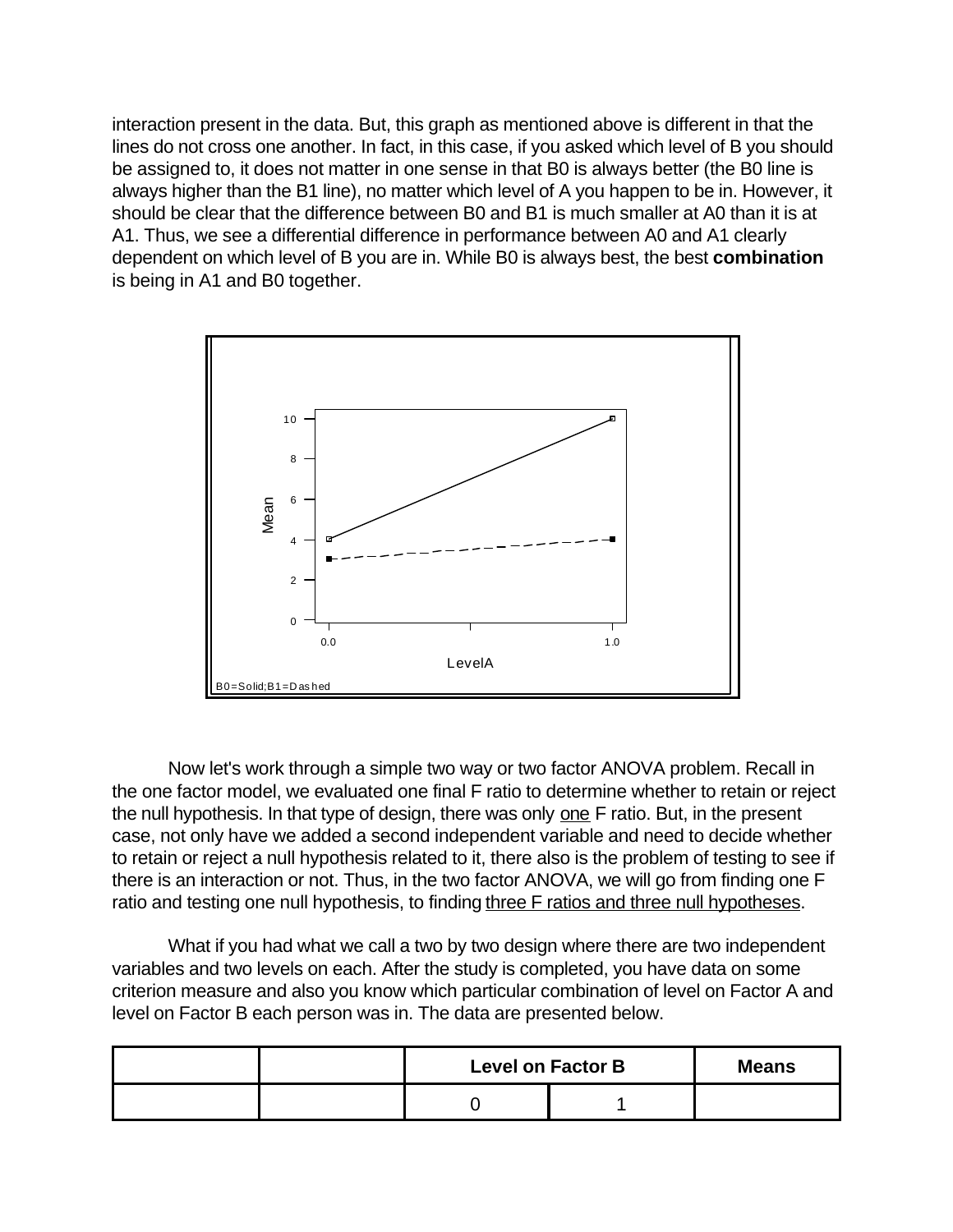interaction present in the data. But, this graph as mentioned above is different in that the lines do not cross one another. In fact, in this case, if you asked which level of B you should be assigned to, it does not matter in one sense in that B0 is always better (the B0 line is always higher than the B1 line), no matter which level of A you happen to be in. However, it should be clear that the difference between B0 and B1 is much smaller at A0 than it is at A1. Thus, we see a differential difference in performance between A0 and A1 clearly dependent on which level of B you are in. While B0 is always best, the best **combination** is being in A1 and B0 together.

Now let's work through a simple two way or two factor ANOVA problem. Recall in the one factor model, we evaluated one final F ratio to determine whether to retain or reject the null hypothesis. In that type of design, there was only one F ratio. But, in the present case, not only have we added a second independent variable and need to decide whether to retain or reject a null hypothesis related to it, there also is the problem of testing to see if there is an interaction or not. Thus, in the two factor ANOVA, we will go from finding one F ratio and testing one null hypothesis, to finding three F ratios and three null hypotheses.

What if you had what we call a two by two design where there are two independent variables and two levels on each. After the study is completed, you have data on some criterion measure and also you know which particular combination of level on Factor A and level on Factor B each person was in. The data are presented below.

| | | **Level on Factor B** | | **Means** |
|---|---|---|---|---|
| | | 0 | 1 | |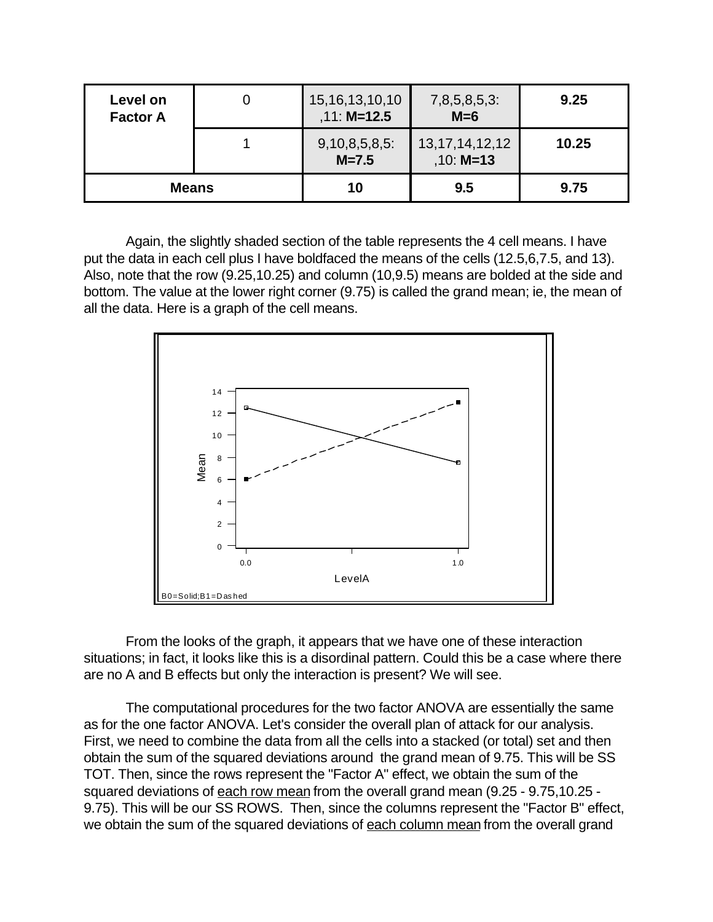| Level on Factor A | 0 | 15,16,13,10,10,11: **M=12.5** | 7,8,5,8,5,3: **M=6** | **9.25** |
|---|---|---|---|---|
| | 1 | 9,10,8,5,8,5: **M=7.5** | 13,17,14,12,12,10: **M=13** | **10.25** |
| **Means** | | **10** | **9.5** | **9.75** |

Again, the slightly shaded section of the table represents the 4 cell means. I have put the data in each cell plus I have boldfaced the means of the cells (12.5,6,7.5, and 13). Also, note that the row (9.25,10.25) and column (10,9.5) means are bolded at the side and bottom. The value at the lower right corner (9.75) is called the grand mean; ie, the mean of all the data. Here is a graph of the cell means.

B0=Solid;B1=Dashed

From the looks of the graph, it appears that we have one of these interaction situations; in fact, it looks like this is a disordinal pattern. Could this be a case where there are no A and B effects but only the interaction is present? We will see.

The computational procedures for the two factor ANOVA are essentially the same as for the one factor ANOVA. Let's consider the overall plan of attack for our analysis. First, we need to combine the data from all the cells into a stacked (or total) set and then obtain the sum of the squared deviations around the grand mean of 9.75. This will be SS TOT. Then, since the rows represent the "Factor A" effect, we obtain the sum of the squared deviations of each row mean from the overall grand mean (9.25 - 9.75,10.25 - 9.75). This will be our SS ROWS. Then, since the columns represent the "Factor B" effect, we obtain the sum of the squared deviations of each column mean from the overall grand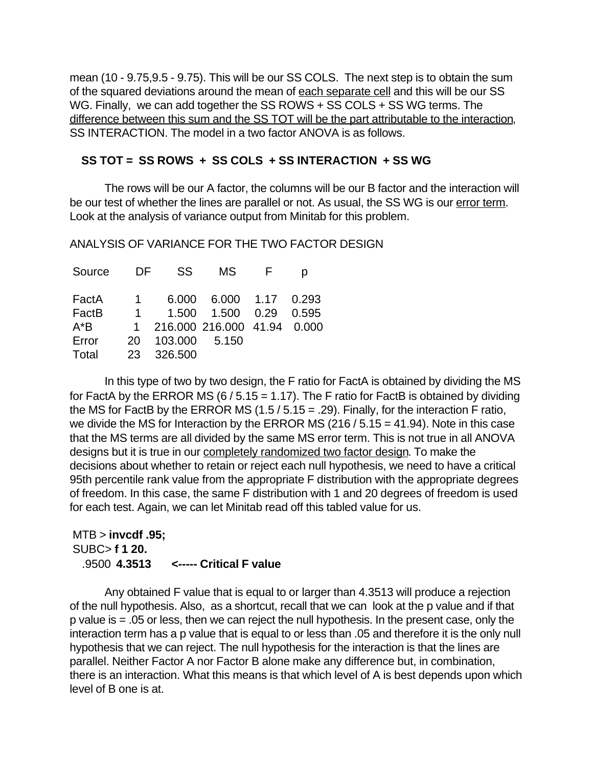mean (10 - 9.75,9.5 - 9.75). This will be our SS COLS. The next step is to obtain the sum of the squared deviations around the mean of each separate cell and this will be our SS WG. Finally, we can add together the SS ROWS + SS COLS + SS WG terms. The difference between this sum and the SS TOT will be the part attributable to the interaction, SS INTERACTION. The model in a two factor ANOVA is as follows.

**SS TOT = SS ROWS + SS COLS + SS INTERACTION + SS WG**

The rows will be our A factor, the columns will be our B factor and the interaction will be our test of whether the lines are parallel or not. As usual, the SS WG is our error term. Look at the analysis of variance output from Minitab for this problem.

ANALYSIS OF VARIANCE FOR THE TWO FACTOR DESIGN

| Source | DF | SS | MS | F | p |
|---|---|---|---|---|---|
| FactA | 1 | 6.000 | 6.000 | 1.17 | 0.293 |
| FactB | 1 | 1.500 | 1.500 | 0.29 | 0.595 |
| A*B | 1 | 216.000 | 216.000 | 41.94 | 0.000 |
| Error | 20 | 103.000 | 5.150 | | |
| Total | 23 | 326.500 | | | |

In this type of two by two design, the F ratio for FactA is obtained by dividing the MS for FactA by the ERROR MS (6 / 5.15 = 1.17). The F ratio for FactB is obtained by dividing the MS for FactB by the ERROR MS (1.5 / 5.15 = .29). Finally, for the interaction F ratio, we divide the MS for Interaction by the ERROR MS (216 / 5.15 = 41.94). Note in this case that the MS terms are all divided by the same MS error term. This is not true in all ANOVA designs but it is true in our completely randomized two factor design. To make the decisions about whether to retain or reject each null hypothesis, we need to have a critical 95th percentile rank value from the appropriate F distribution with the appropriate degrees of freedom. In this case, the same F distribution with 1 and 20 degrees of freedom is used for each test. Again, we can let Minitab read off this tabled value for us.

```
MTB > invcdf .95;
SUBC> f 1 20.
  .9500  4.3513     <----- Critical F value
```

Any obtained F value that is equal to or larger than 4.3513 will produce a rejection of the null hypothesis. Also, as a shortcut, recall that we can look at the p value and if that p value is = .05 or less, then we can reject the null hypothesis. In the present case, only the interaction term has a p value that is equal to or less than .05 and therefore it is the only null hypothesis that we can reject. The null hypothesis for the interaction is that the lines are parallel. Neither Factor A nor Factor B alone make any difference but, in combination, there is an interaction. What this means is that which level of A is best depends upon which level of B one is at.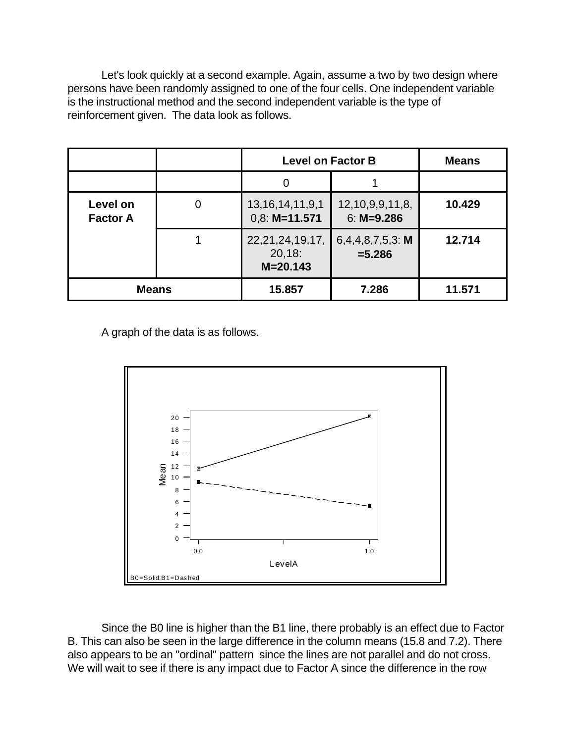Let's look quickly at a second example. Again, assume a two by two design where persons have been randomly assigned to one of the four cells. One independent variable is the instructional method and the second independent variable is the type of reinforcement given. The data look as follows.

| | | Level on Factor B | | Means |
|---|---|---|---|---|
| | | 0 | 1 | |
| **Level on Factor A** | 0 | 13,16,14,11,9,10,8: **M=11.571** | 12,10,9,9,11,8,6: **M=9.286** | **10.429** |
| | 1 | 22,21,24,19,17,20,18: **M=20.143** | 6,4,4,8,7,5,3: **M=5.286** | **12.714** |
| **Means** | | **15.857** | **7.286** | **11.571** |

A graph of the data is as follows.

Since the B0 line is higher than the B1 line, there probably is an effect due to Factor B. This can also be seen in the large difference in the column means (15.8 and 7.2). There also appears to be an "ordinal" pattern since the lines are not parallel and do not cross. We will wait to see if there is any impact due to Factor A since the difference in the row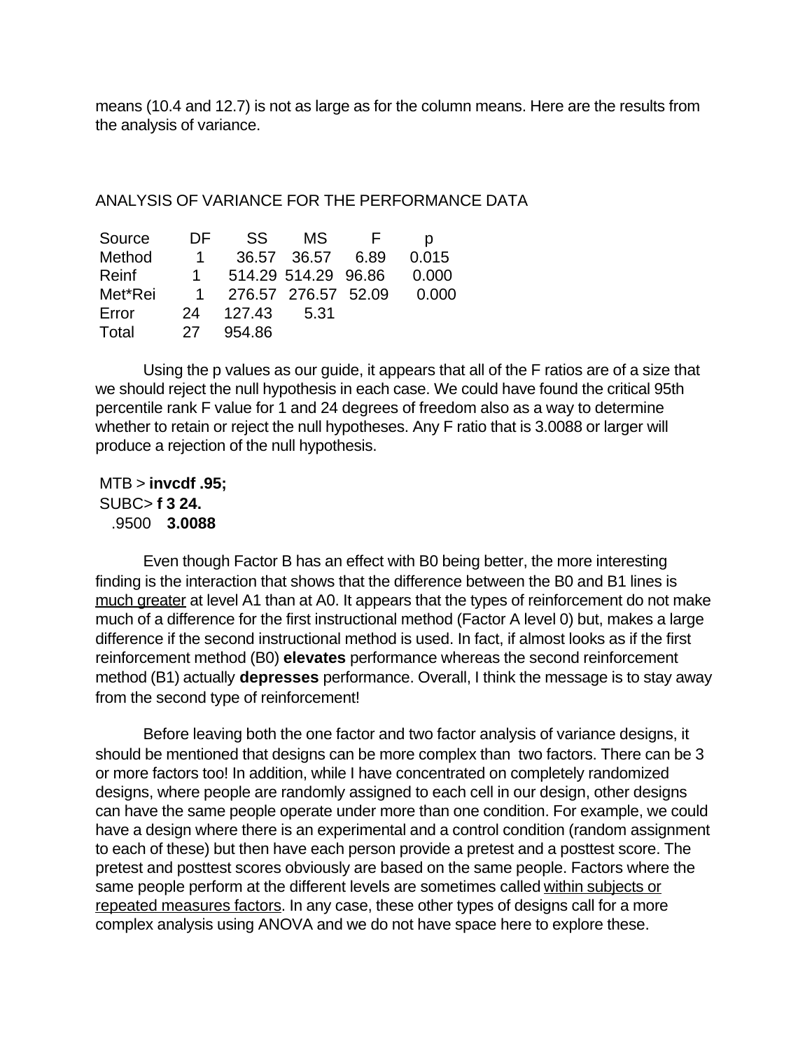means (10.4 and 12.7) is not as large as for the column means. Here are the results from the analysis of variance.

ANALYSIS OF VARIANCE FOR THE PERFORMANCE DATA

| Source | DF | SS | MS | F | p |
|---|---|---|---|---|---|
| Method | 1 | 36.57 | 36.57 | 6.89 | 0.015 |
| Reinf | 1 | 514.29 | 514.29 | 96.86 | 0.000 |
| Met*Rei | 1 | 276.57 | 276.57 | 52.09 | 0.000 |
| Error | 24 | 127.43 | 5.31 | | |
| Total | 27 | 954.86 | | | |

Using the p values as our guide, it appears that all of the F ratios are of a size that we should reject the null hypothesis in each case. We could have found the critical 95th percentile rank F value for 1 and 24 degrees of freedom also as a way to determine whether to retain or reject the null hypotheses. Any F ratio that is 3.0088 or larger will produce a rejection of the null hypothesis.

```
MTB > invcdf .95;
SUBC> f 3 24.
  .9500    3.0088
```

Even though Factor B has an effect with B0 being better, the more interesting finding is the interaction that shows that the difference between the B0 and B1 lines is much greater at level A1 than at A0. It appears that the types of reinforcement do not make much of a difference for the first instructional method (Factor A level 0) but, makes a large difference if the second instructional method is used. In fact, if almost looks as if the first reinforcement method (B0) **elevates** performance whereas the second reinforcement method (B1) actually **depresses** performance. Overall, I think the message is to stay away from the second type of reinforcement!

Before leaving both the one factor and two factor analysis of variance designs, it should be mentioned that designs can be more complex than two factors. There can be 3 or more factors too! In addition, while I have concentrated on completely randomized designs, where people are randomly assigned to each cell in our design, other designs can have the same people operate under more than one condition. For example, we could have a design where there is an experimental and a control condition (random assignment to each of these) but then have each person provide a pretest and a posttest score. The pretest and posttest scores obviously are based on the same people. Factors where the same people perform at the different levels are sometimes called within subjects or repeated measures factors. In any case, these other types of designs call for a more complex analysis using ANOVA and we do not have space here to explore these.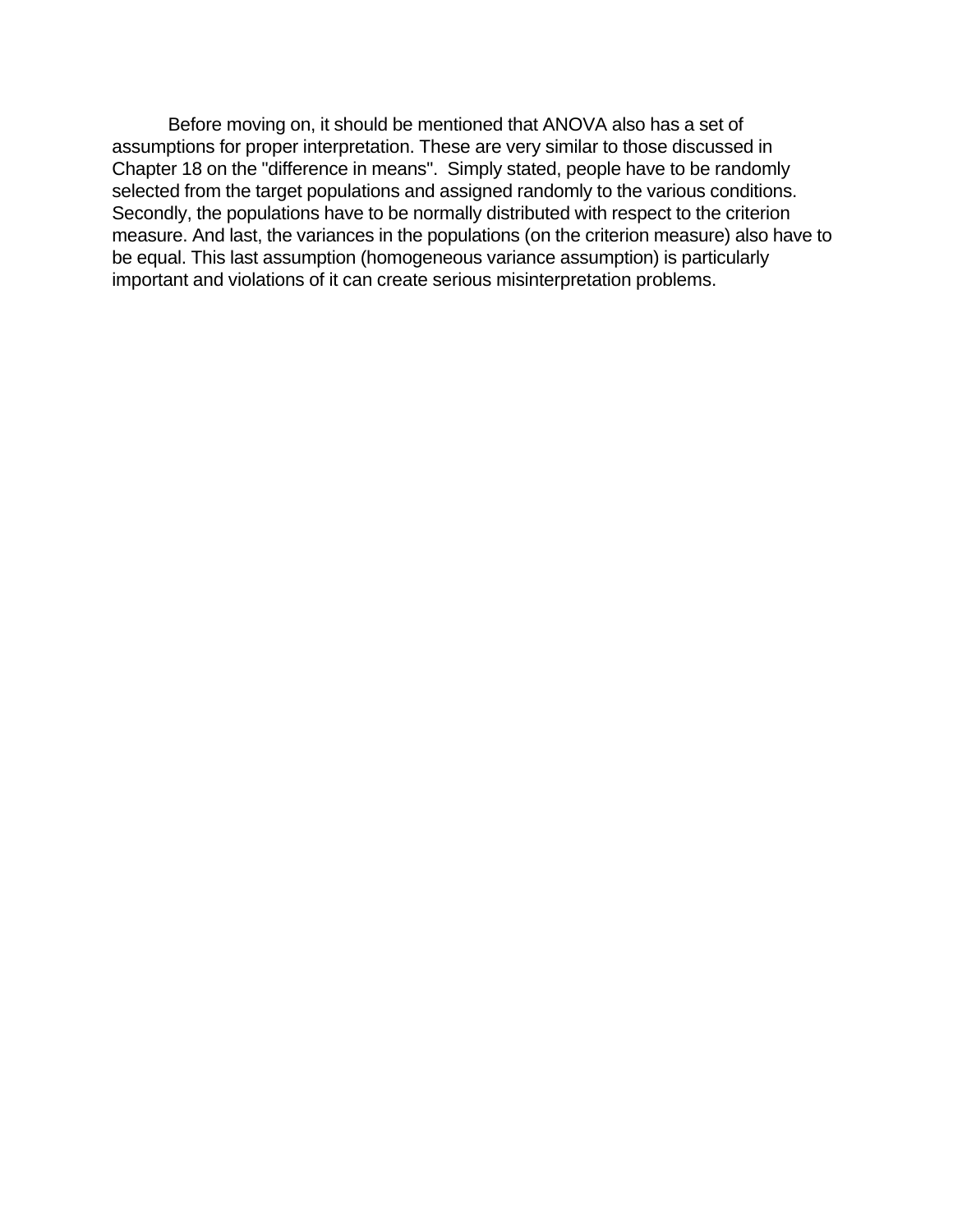Before moving on, it should be mentioned that ANOVA also has a set of assumptions for proper interpretation. These are very similar to those discussed in Chapter 18 on the "difference in means". Simply stated, people have to be randomly selected from the target populations and assigned randomly to the various conditions. Secondly, the populations have to be normally distributed with respect to the criterion measure. And last, the variances in the populations (on the criterion measure) also have to be equal. This last assumption (homogeneous variance assumption) is particularly important and violations of it can create serious misinterpretation problems.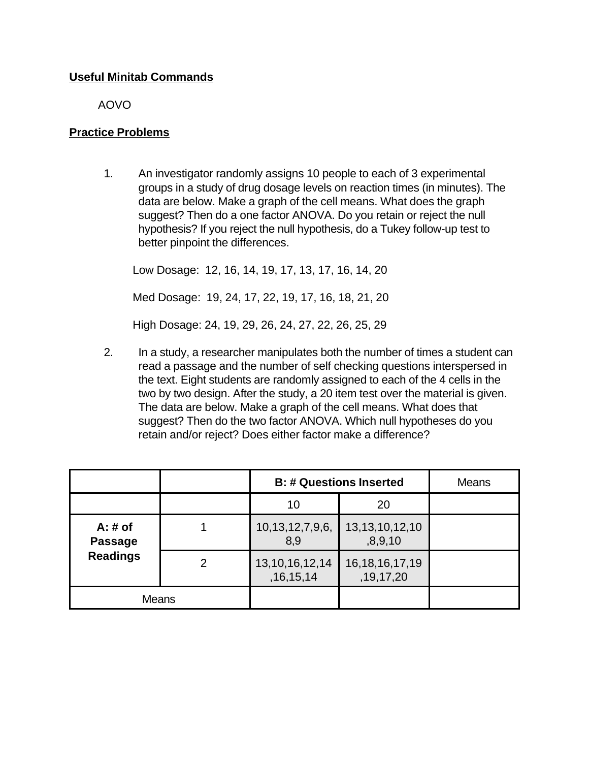**Useful Minitab Commands**

AOVO

**Practice Problems**

1. An investigator randomly assigns 10 people to each of 3 experimental groups in a study of drug dosage levels on reaction times (in minutes). The data are below. Make a graph of the cell means. What does the graph suggest? Then do a one factor ANOVA. Do you retain or reject the null hypothesis? If you reject the null hypothesis, do a Tukey follow-up test to better pinpoint the differences.

   Low Dosage: 12, 16, 14, 19, 17, 13, 17, 16, 14, 20

   Med Dosage: 19, 24, 17, 22, 19, 17, 16, 18, 21, 20

   High Dosage: 24, 19, 29, 26, 24, 27, 22, 26, 25, 29

2. In a study, a researcher manipulates both the number of times a student can read a passage and the number of self checking questions interspersed in the text. Eight students are randomly assigned to each of the 4 cells in the two by two design. After the study, a 20 item test over the material is given. The data are below. Make a graph of the cell means. What does that suggest? Then do the two factor ANOVA. Which null hypotheses do you retain and/or reject? Does either factor make a difference?

| | | **B: # Questions Inserted** | | Means |
|---|---|---|---|---|
| | | 10 | 20 | |
| **A: # of Passage Readings** | 1 | 10,13,12,7,9,6,8,9 | 13,13,10,12,10,8,9,10 | |
| | 2 | 13,10,16,12,14,16,15,14 | 16,18,16,17,19,19,17,20 | |
| Means | | | | |